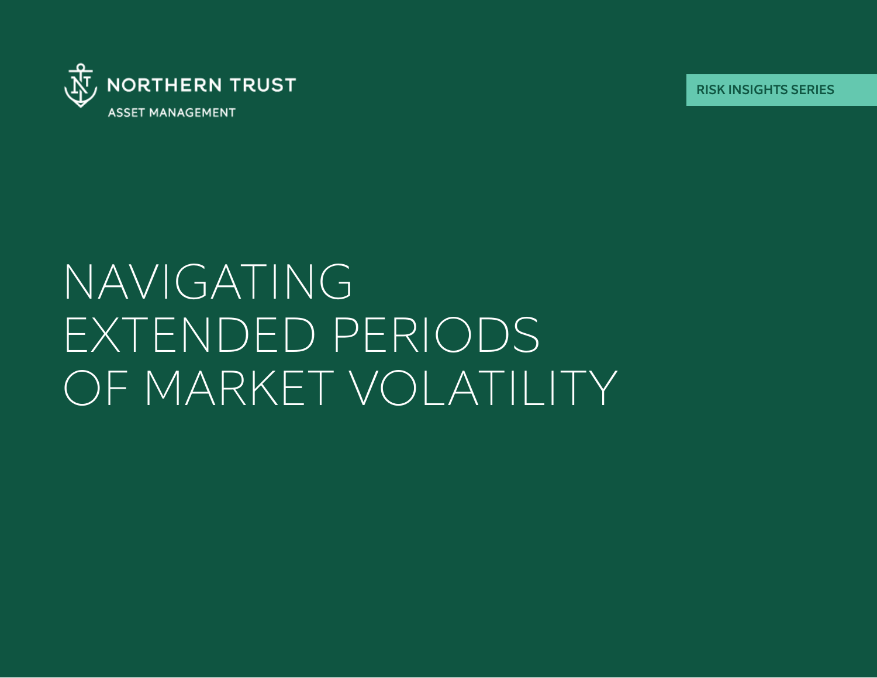NORTHERN TRUST

ASSET MANAGEMENT

RISK INSIGHTS SERIES

# NAVIGATING EXTENDED PERIODS OF MARKET VOLATILITY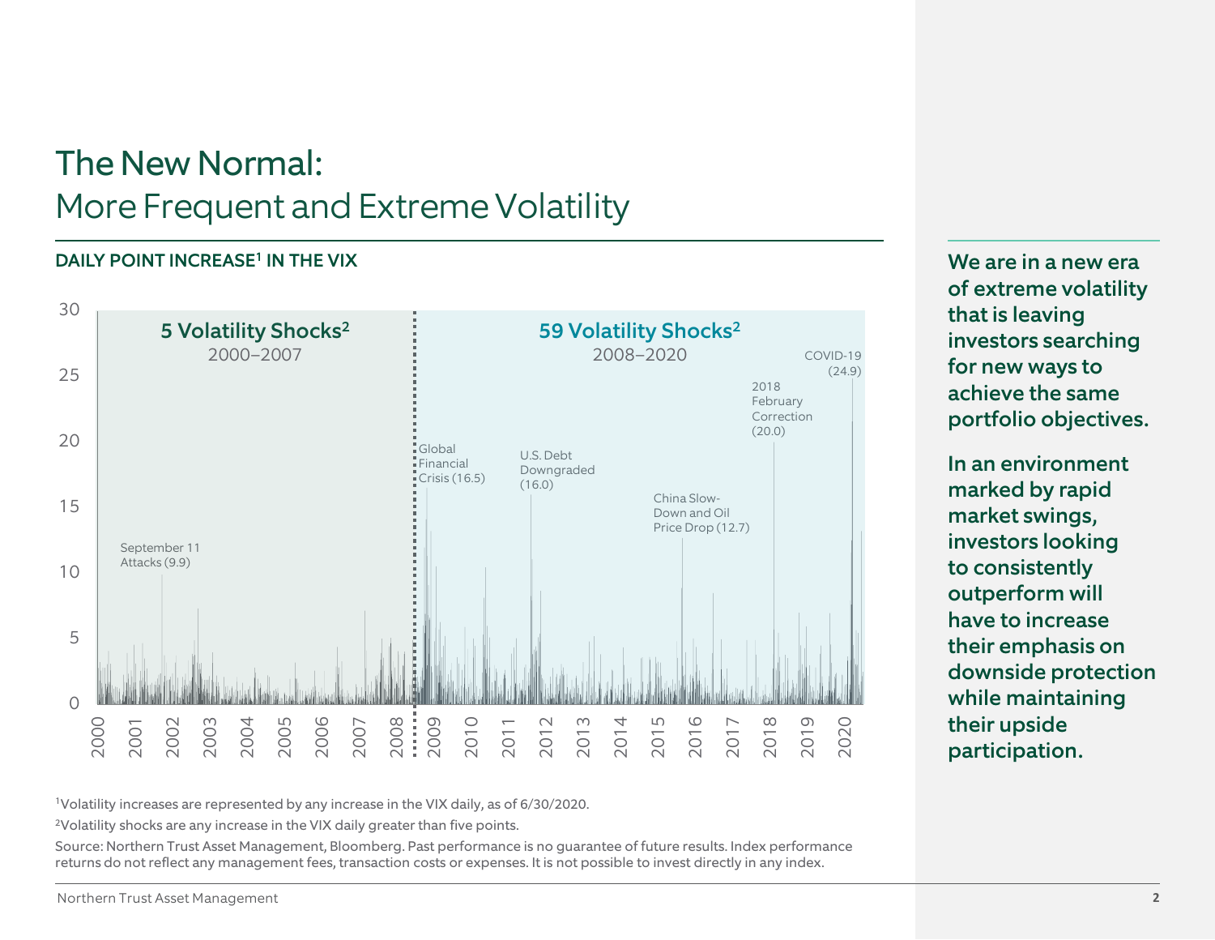# The New Normal:
## More Frequent and Extreme Volatility

**DAILY POINT INCREASE[1] IN THE VIX**

5 Volatility Shocks[2]
2000–2007

59 Volatility Shocks[2]
2008–2020

September 11 Attacks (9.9)

Global Financial Crisis (16.5)

U.S. Debt Downgraded (16.0)

China Slow-Down and Oil Price Drop (12.7)

2018 February Correction (20.0)

COVID-19 (24.9)

[1]Volatility increases are represented by any increase in the VIX daily, as of 6/30/2020.

[2]Volatility shocks are any increase in the VIX daily greater than five points.

Source: Northern Trust Asset Management, Bloomberg. Past performance is no guarantee of future results. Index performance returns do not reflect any management fees, transaction costs or expenses. It is not possible to invest directly in any index.

**We are in a new era of extreme volatility that is leaving investors searching for new ways to achieve the same portfolio objectives.**

**In an environment marked by rapid market swings, investors looking to consistently outperform will have to increase their emphasis on downside protection while maintaining their upside participation.**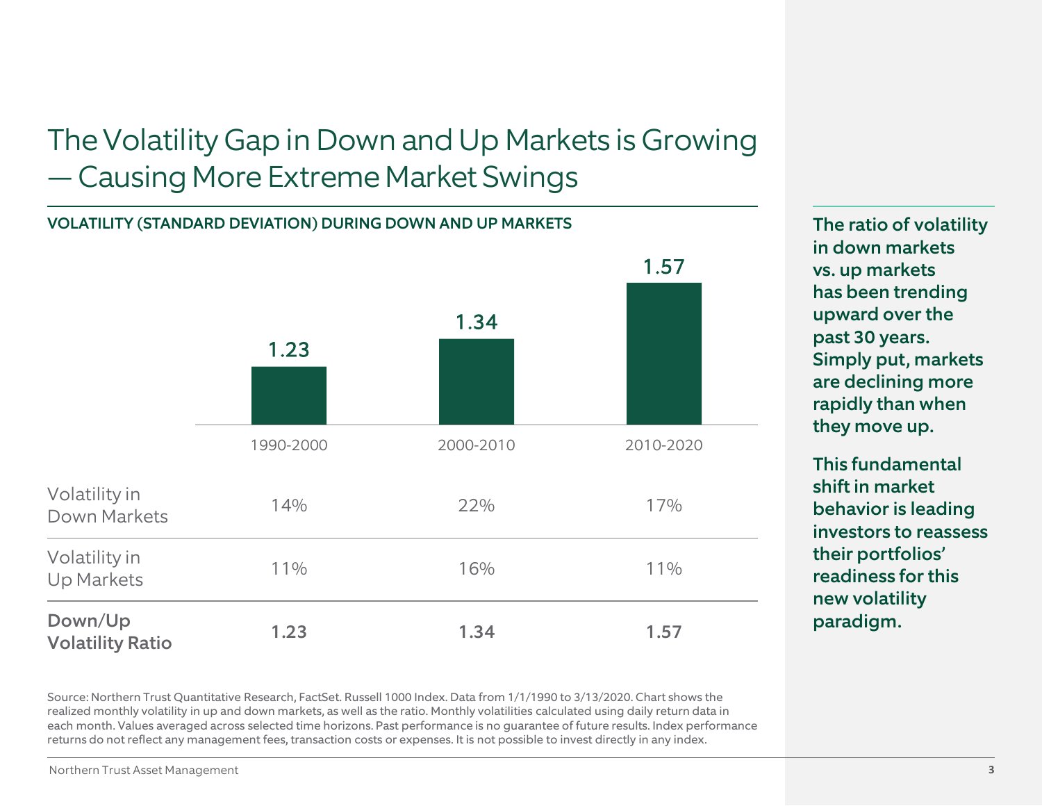# The Volatility Gap in Down and Up Markets is Growing — Causing More Extreme Market Swings

**VOLATILITY (STANDARD DEVIATION) DURING DOWN AND UP MARKETS**

| | 1990-2000 | 2000-2010 | 2010-2020 |
|---|---|---|---|
| Volatility in Down Markets | 14% | 22% | 17% |
| Volatility in Up Markets | 11% | 16% | 11% |
| **Down/Up Volatility Ratio** | **1.23** | **1.34** | **1.57** |

Source: Northern Trust Quantitative Research, FactSet. Russell 1000 Index. Data from 1/1/1990 to 3/13/2020. Chart shows the realized monthly volatility in up and down markets, as well as the ratio. Monthly volatilities calculated using daily return data in each month. Values averaged across selected time horizons. Past performance is no guarantee of future results. Index performance returns do not reflect any management fees, transaction costs or expenses. It is not possible to invest directly in any index.

**The ratio of volatility in down markets vs. up markets has been trending upward over the past 30 years. Simply put, markets are declining more rapidly than when they move up.**

**This fundamental shift in market behavior is leading investors to reassess their portfolios' readiness for this new volatility paradigm.**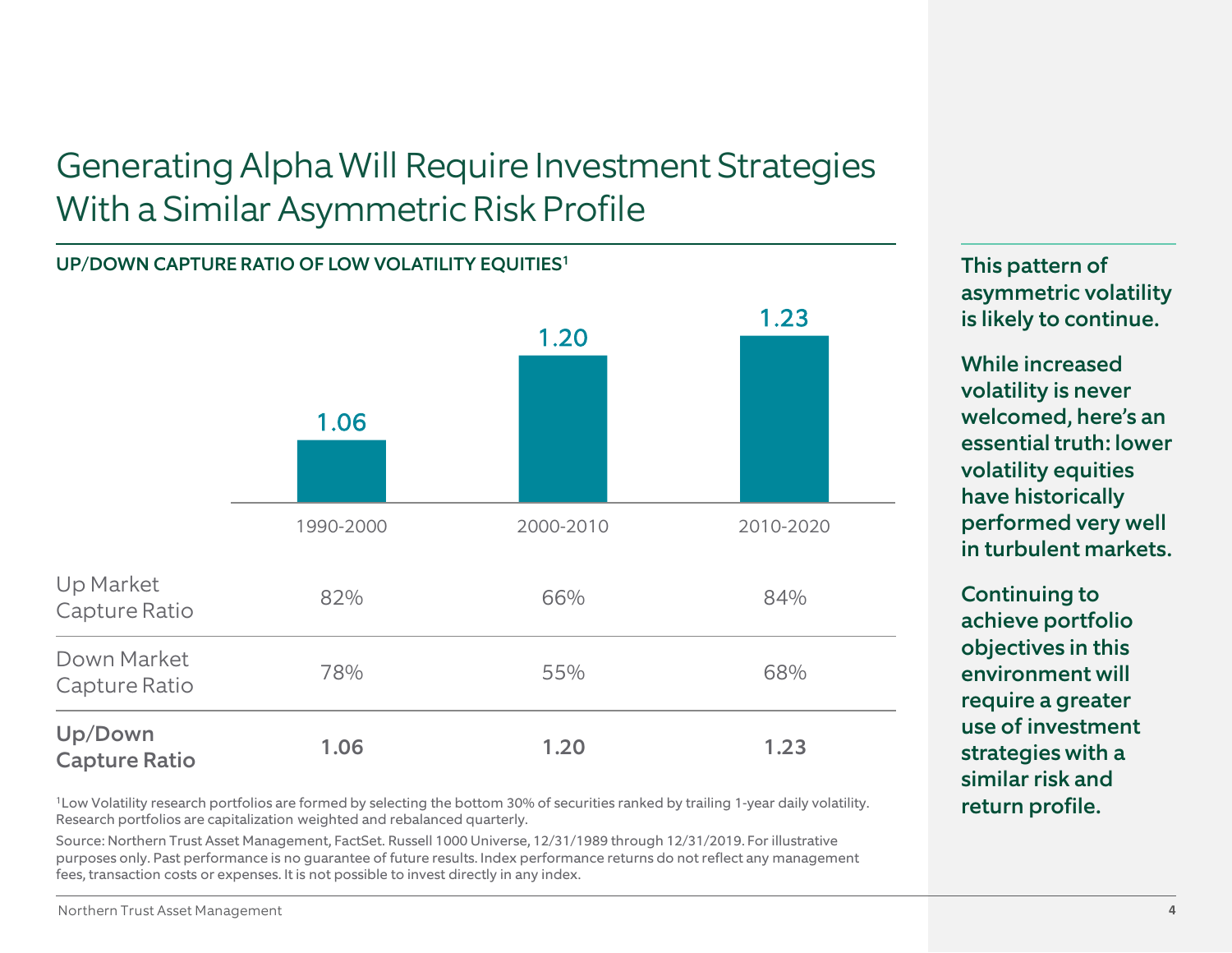# Generating Alpha Will Require Investment Strategies With a Similar Asymmetric Risk Profile

**UP/DOWN CAPTURE RATIO OF LOW VOLATILITY EQUITIES[1]**

| | 1990-2000 | 2000-2010 | 2010-2020 |
|---|---|---|---|
| Up Market Capture Ratio | 82% | 66% | 84% |
| Down Market Capture Ratio | 78% | 55% | 68% |
| **Up/Down Capture Ratio** | **1.06** | **1.20** | **1.23** |

[1]Low Volatility research portfolios are formed by selecting the bottom 30% of securities ranked by trailing 1-year daily volatility. Research portfolios are capitalization weighted and rebalanced quarterly.

Source: Northern Trust Asset Management, FactSet. Russell 1000 Universe, 12/31/1989 through 12/31/2019. For illustrative purposes only. Past performance is no guarantee of future results. Index performance returns do not reflect any management fees, transaction costs or expenses. It is not possible to invest directly in any index.

**This pattern of asymmetric volatility is likely to continue.**

**While increased volatility is never welcomed, here's an essential truth: lower volatility equities have historically performed very well in turbulent markets.**

**Continuing to achieve portfolio objectives in this environment will require a greater use of investment strategies with a similar risk and return profile.**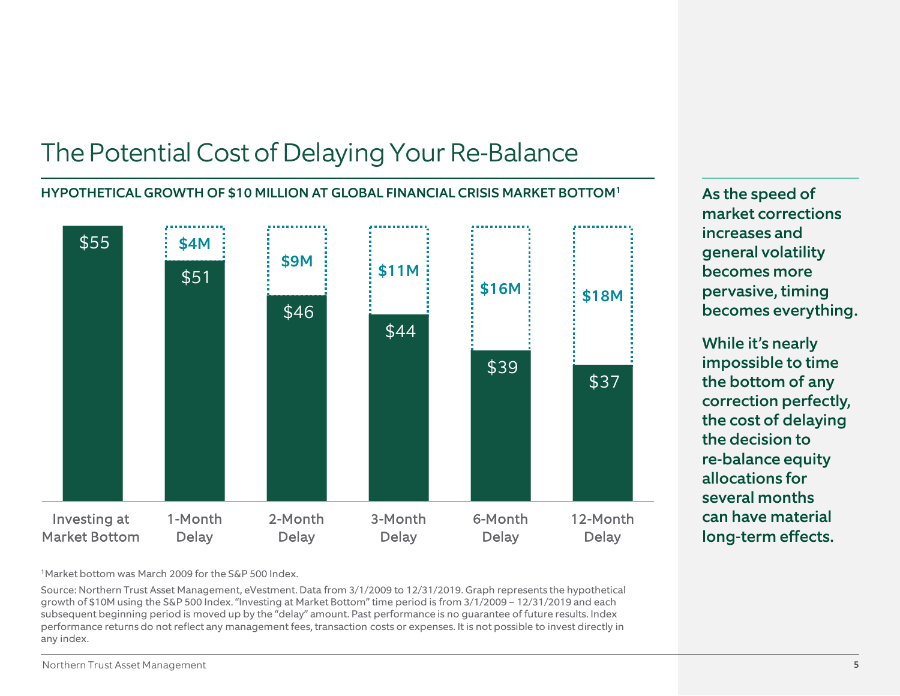# The Potential Cost of Delaying Your Re-Balance

**HYPOTHETICAL GROWTH OF $10 MILLION AT GLOBAL FINANCIAL CRISIS MARKET BOTTOM[1]**

| | Investing at Market Bottom | 1-Month Delay | 2-Month Delay | 3-Month Delay | 6-Month Delay | 12-Month Delay |
|---|---|---|---|---|---|---|
| Value | $55 | $51 | $46 | $44 | $39 | $37 |
| Cost of delay | | $4M | $9M | $11M | $16M | $18M |

**As the speed of market corrections increases and general volatility becomes more pervasive, timing becomes everything.**

**While it's nearly impossible to time the bottom of any correction perfectly, the cost of delaying the decision to re-balance equity allocations for several months can have material long-term effects.**

[1]Market bottom was March 2009 for the S&P 500 Index.

Source: Northern Trust Asset Management, eVestment. Data from 3/1/2009 to 12/31/2019. Graph represents the hypothetical growth of $10M using the S&P 500 Index. "Investing at Market Bottom" time period is from 3/1/2009 – 12/31/2019 and each subsequent beginning period is moved up by the "delay" amount. Past performance is no guarantee of future results. Index performance returns do not reflect any management fees, transaction costs or expenses. It is not possible to invest directly in any index.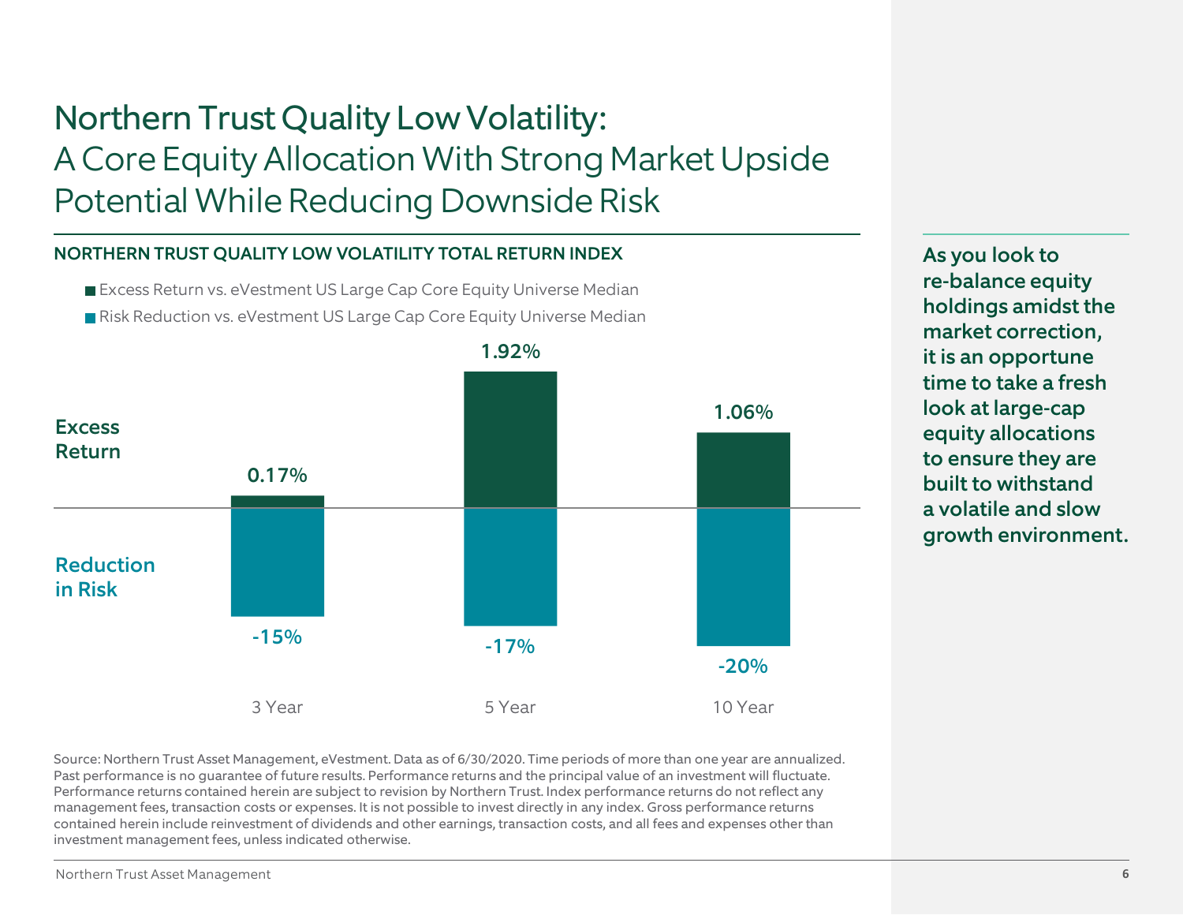# Northern Trust Quality Low Volatility:
## A Core Equity Allocation With Strong Market Upside Potential While Reducing Downside Risk

### NORTHERN TRUST QUALITY LOW VOLATILITY TOTAL RETURN INDEX

| | 3 Year | 5 Year | 10 Year |
|---|---|---|---|
| Excess Return vs. eVestment US Large Cap Core Equity Universe Median | 0.17% | 1.92% | 1.06% |
| Risk Reduction vs. eVestment US Large Cap Core Equity Universe Median | -15% | -17% | -20% |

**As you look to re-balance equity holdings amidst the market correction, it is an opportune time to take a fresh look at large-cap equity allocations to ensure they are built to withstand a volatile and slow growth environment.**

Source: Northern Trust Asset Management, eVestment. Data as of 6/30/2020. Time periods of more than one year are annualized. Past performance is no guarantee of future results. Performance returns and the principal value of an investment will fluctuate. Performance returns contained herein are subject to revision by Northern Trust. Index performance returns do not reflect any management fees, transaction costs or expenses. It is not possible to invest directly in any index. Gross performance returns contained herein include reinvestment of dividends and other earnings, transaction costs, and all fees and expenses other than investment management fees, unless indicated otherwise.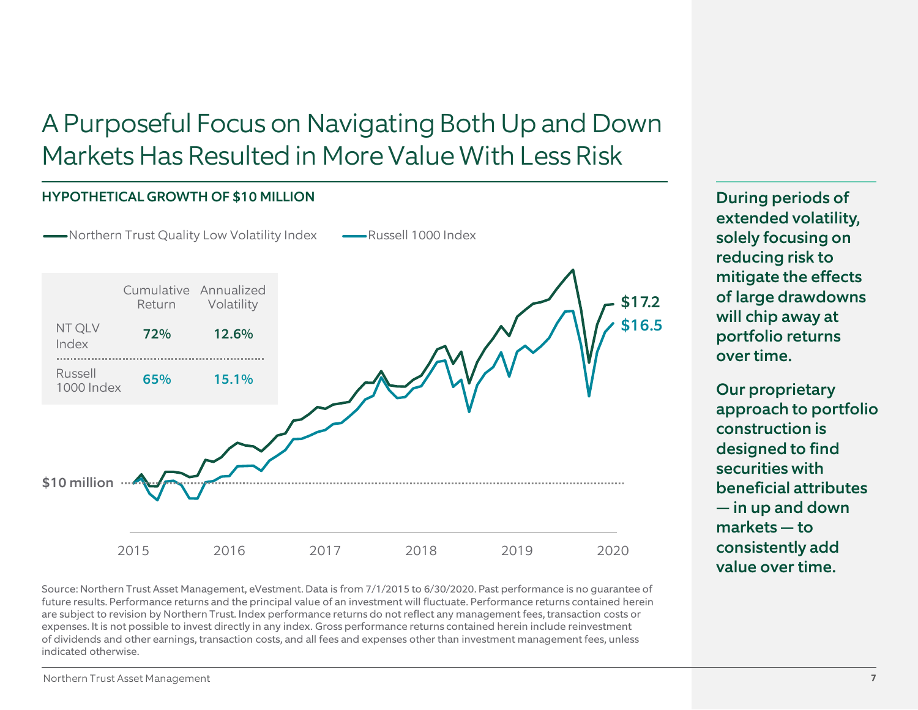# A Purposeful Focus on Navigating Both Up and Down Markets Has Resulted in More Value With Less Risk

## HYPOTHETICAL GROWTH OF $10 MILLION

Northern Trust Quality Low Volatility Index — Russell 1000 Index

| | Cumulative Return | Annualized Volatility |
|---|---|---|
| NT QLV Index | 72% | 12.6% |
| Russell 1000 Index | 65% | 15.1% |

$10 million

$17.2

$16.5

2015 2016 2017 2018 2019 2020

Source: Northern Trust Asset Management, eVestment. Data is from 7/1/2015 to 6/30/2020. Past performance is no guarantee of future results. Performance returns and the principal value of an investment will fluctuate. Performance returns contained herein are subject to revision by Northern Trust. Index performance returns do not reflect any management fees, transaction costs or expenses. It is not possible to invest directly in any index. Gross performance returns contained herein include reinvestment of dividends and other earnings, transaction costs, and all fees and expenses other than investment management fees, unless indicated otherwise.

**During periods of extended volatility, solely focusing on reducing risk to mitigate the effects of large drawdowns will chip away at portfolio returns over time.**

**Our proprietary approach to portfolio construction is designed to find securities with beneficial attributes — in up and down markets — to consistently add value over time.**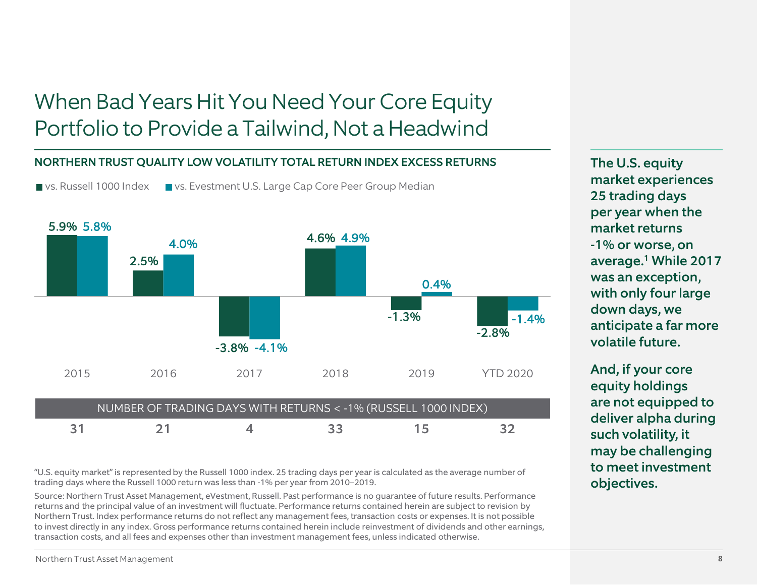# When Bad Years Hit You Need Your Core Equity Portfolio to Provide a Tailwind, Not a Headwind

## NORTHERN TRUST QUALITY LOW VOLATILITY TOTAL RETURN INDEX EXCESS RETURNS

| | 2015 | 2016 | 2017 | 2018 | 2019 | YTD 2020 |
|---|---|---|---|---|---|---|
| vs. Russell 1000 Index | 5.9% | 2.5% | -3.8% | 4.6% | -1.3% | -2.8% |
| vs. Evestment U.S. Large Cap Core Peer Group Median | 5.8% | 4.0% | -4.1% | 4.9% | 0.4% | -1.4% |
| NUMBER OF TRADING DAYS WITH RETURNS < -1% (RUSSELL 1000 INDEX) | 31 | 21 | 4 | 33 | 15 | 32 |

"U.S. equity market" is represented by the Russell 1000 index. 25 trading days per year is calculated as the average number of trading days where the Russell 1000 return was less than -1% per year from 2010–2019.

Source: Northern Trust Asset Management, eVestment, Russell. Past performance is no guarantee of future results. Performance returns and the principal value of an investment will fluctuate. Performance returns contained herein are subject to revision by Northern Trust. Index performance returns do not reflect any management fees, transaction costs or expenses. It is not possible to invest directly in any index. Gross performance returns contained herein include reinvestment of dividends and other earnings, transaction costs, and all fees and expenses other than investment management fees, unless indicated otherwise.

**The U.S. equity market experiences 25 trading days per year when the market returns -1% or worse, on average.[1] While 2017 was an exception, with only four large down days, we anticipate a far more volatile future.**

**And, if your core equity holdings are not equipped to deliver alpha during such volatility, it may be challenging to meet investment objectives.**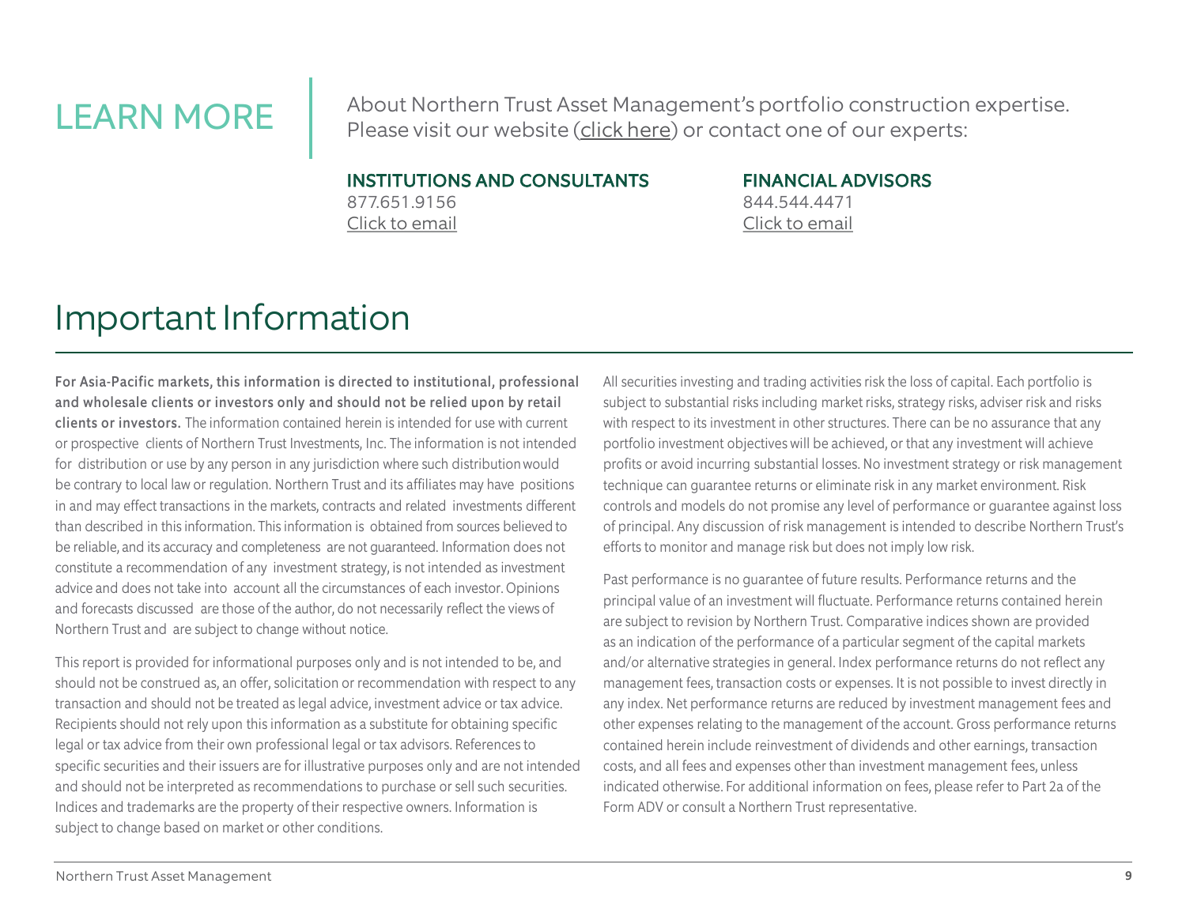## LEARN MORE

About Northern Trust Asset Management's portfolio construction expertise. Please visit our website (click here) or contact one of our experts:

**INSTITUTIONS AND CONSULTANTS**
877.651.9156
Click to email

**FINANCIAL ADVISORS**
844.544.4471
Click to email

# Important Information

**For Asia-Pacific markets, this information is directed to institutional, professional and wholesale clients or investors only and should not be relied upon by retail clients or investors.** The information contained herein is intended for use with current or prospective clients of Northern Trust Investments, Inc. The information is not intended for distribution or use by any person in any jurisdiction where such distribution would be contrary to local law or regulation. Northern Trust and its affiliates may have positions in and may effect transactions in the markets, contracts and related investments different than described in this information. This information is obtained from sources believed to be reliable, and its accuracy and completeness are not guaranteed. Information does not constitute a recommendation of any investment strategy, is not intended as investment advice and does not take into account all the circumstances of each investor. Opinions and forecasts discussed are those of the author, do not necessarily reflect the views of Northern Trust and are subject to change without notice.

This report is provided for informational purposes only and is not intended to be, and should not be construed as, an offer, solicitation or recommendation with respect to any transaction and should not be treated as legal advice, investment advice or tax advice. Recipients should not rely upon this information as a substitute for obtaining specific legal or tax advice from their own professional legal or tax advisors. References to specific securities and their issuers are for illustrative purposes only and are not intended and should not be interpreted as recommendations to purchase or sell such securities. Indices and trademarks are the property of their respective owners. Information is subject to change based on market or other conditions.

All securities investing and trading activities risk the loss of capital. Each portfolio is subject to substantial risks including market risks, strategy risks, adviser risk and risks with respect to its investment in other structures. There can be no assurance that any portfolio investment objectives will be achieved, or that any investment will achieve profits or avoid incurring substantial losses. No investment strategy or risk management technique can guarantee returns or eliminate risk in any market environment. Risk controls and models do not promise any level of performance or guarantee against loss of principal. Any discussion of risk management is intended to describe Northern Trust's efforts to monitor and manage risk but does not imply low risk.

Past performance is no guarantee of future results. Performance returns and the principal value of an investment will fluctuate. Performance returns contained herein are subject to revision by Northern Trust. Comparative indices shown are provided as an indication of the performance of a particular segment of the capital markets and/or alternative strategies in general. Index performance returns do not reflect any management fees, transaction costs or expenses. It is not possible to invest directly in any index. Net performance returns are reduced by investment management fees and other expenses relating to the management of the account. Gross performance returns contained herein include reinvestment of dividends and other earnings, transaction costs, and all fees and expenses other than investment management fees, unless indicated otherwise. For additional information on fees, please refer to Part 2a of the Form ADV or consult a Northern Trust representative.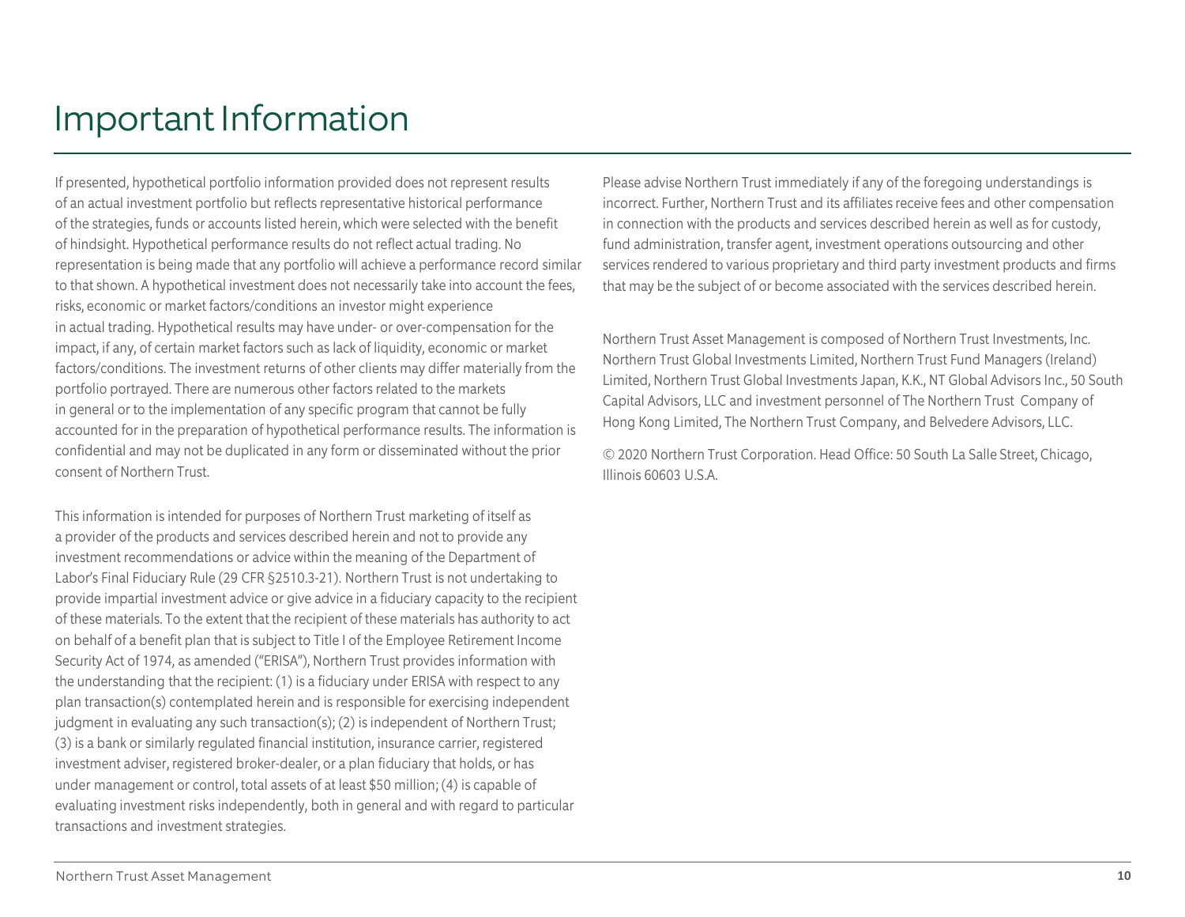# Important Information

If presented, hypothetical portfolio information provided does not represent results of an actual investment portfolio but reflects representative historical performance of the strategies, funds or accounts listed herein, which were selected with the benefit of hindsight. Hypothetical performance results do not reflect actual trading. No representation is being made that any portfolio will achieve a performance record similar to that shown. A hypothetical investment does not necessarily take into account the fees, risks, economic or market factors/conditions an investor might experience in actual trading. Hypothetical results may have under- or over-compensation for the impact, if any, of certain market factors such as lack of liquidity, economic or market factors/conditions. The investment returns of other clients may differ materially from the portfolio portrayed. There are numerous other factors related to the markets in general or to the implementation of any specific program that cannot be fully accounted for in the preparation of hypothetical performance results. The information is confidential and may not be duplicated in any form or disseminated without the prior consent of Northern Trust.

This information is intended for purposes of Northern Trust marketing of itself as a provider of the products and services described herein and not to provide any investment recommendations or advice within the meaning of the Department of Labor's Final Fiduciary Rule (29 CFR §2510.3-21). Northern Trust is not undertaking to provide impartial investment advice or give advice in a fiduciary capacity to the recipient of these materials. To the extent that the recipient of these materials has authority to act on behalf of a benefit plan that is subject to Title I of the Employee Retirement Income Security Act of 1974, as amended ("ERISA"), Northern Trust provides information with the understanding that the recipient: (1) is a fiduciary under ERISA with respect to any plan transaction(s) contemplated herein and is responsible for exercising independent judgment in evaluating any such transaction(s); (2) is independent of Northern Trust; (3) is a bank or similarly regulated financial institution, insurance carrier, registered investment adviser, registered broker-dealer, or a plan fiduciary that holds, or has under management or control, total assets of at least $50 million; (4) is capable of evaluating investment risks independently, both in general and with regard to particular transactions and investment strategies.

Please advise Northern Trust immediately if any of the foregoing understandings is incorrect. Further, Northern Trust and its affiliates receive fees and other compensation in connection with the products and services described herein as well as for custody, fund administration, transfer agent, investment operations outsourcing and other services rendered to various proprietary and third party investment products and firms that may be the subject of or become associated with the services described herein.

Northern Trust Asset Management is composed of Northern Trust Investments, Inc. Northern Trust Global Investments Limited, Northern Trust Fund Managers (Ireland) Limited, Northern Trust Global Investments Japan, K.K., NT Global Advisors Inc., 50 South Capital Advisors, LLC and investment personnel of The Northern Trust Company of Hong Kong Limited, The Northern Trust Company, and Belvedere Advisors, LLC.

© 2020 Northern Trust Corporation. Head Office: 50 South La Salle Street, Chicago, Illinois 60603 U.S.A.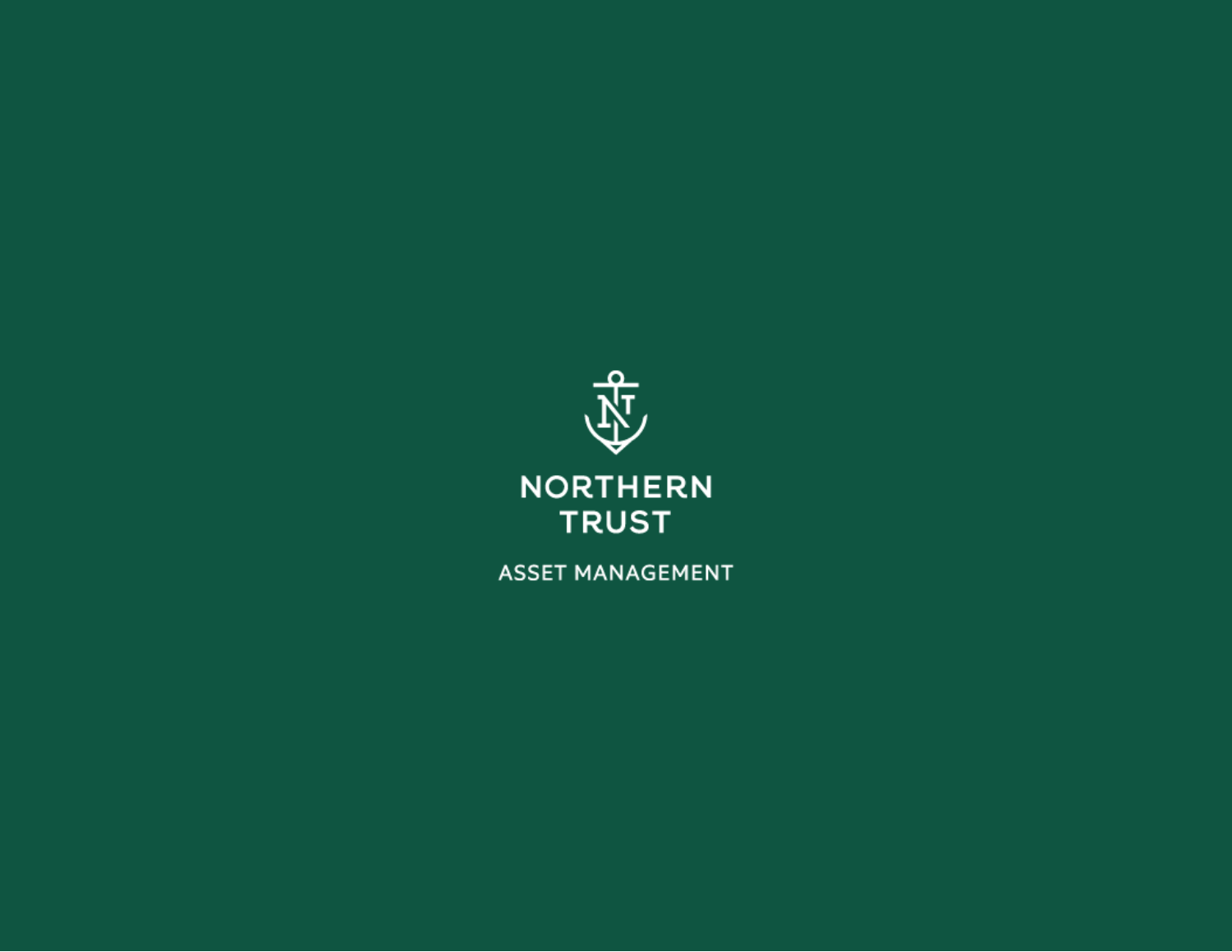NORTHERN TRUST

ASSET MANAGEMENT